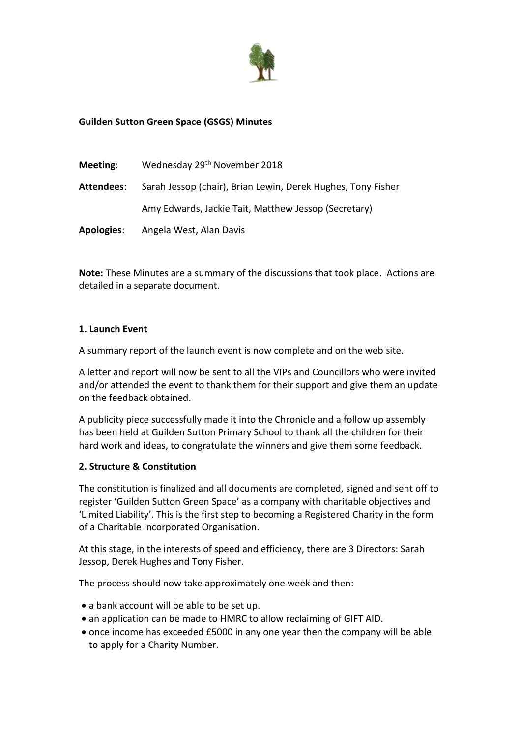**Guilden Sutton Green Space (GSGS) Minutes**

**Meeting**: Wednesday 29th November 2018

**Attendees**: Sarah Jessop (chair), Brian Lewin, Derek Hughes, Tony Fisher

Amy Edwards, Jackie Tait, Matthew Jessop (Secretary)

**Apologies**: Angela West, Alan Davis

**Note:** These Minutes are a summary of the discussions that took place. Actions are detailed in a separate document.

**1. Launch Event**

A summary report of the launch event is now complete and on the web site.

A letter and report will now be sent to all the VIPs and Councillors who were invited and/or attended the event to thank them for their support and give them an update on the feedback obtained.

A publicity piece successfully made it into the Chronicle and a follow up assembly has been held at Guilden Sutton Primary School to thank all the children for their hard work and ideas, to congratulate the winners and give them some feedback.

**2. Structure & Constitution**

The constitution is finalized and all documents are completed, signed and sent off to register 'Guilden Sutton Green Space' as a company with charitable objectives and 'Limited Liability'. This is the first step to becoming a Registered Charity in the form of a Charitable Incorporated Organisation.

At this stage, in the interests of speed and efficiency, there are 3 Directors: Sarah Jessop, Derek Hughes and Tony Fisher.

The process should now take approximately one week and then:

- a bank account will be able to be set up.
- an application can be made to HMRC to allow reclaiming of GIFT AID.
- once income has exceeded £5000 in any one year then the company will be able to apply for a Charity Number.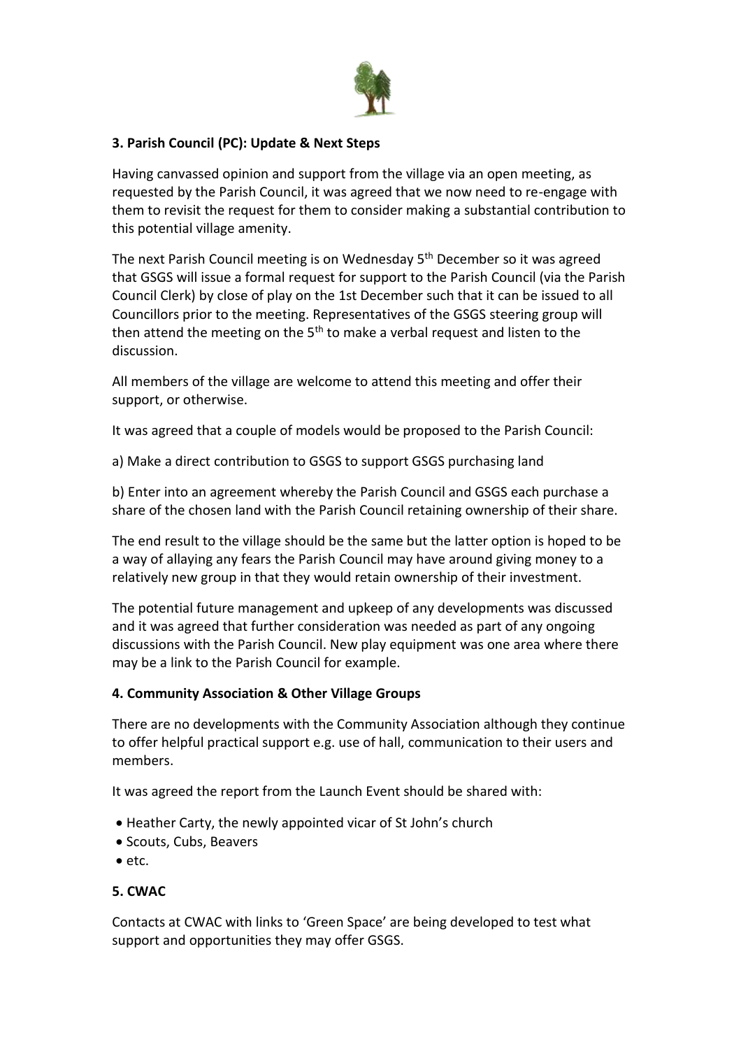### 3. Parish Council (PC): Update & Next Steps

Having canvassed opinion and support from the village via an open meeting, as requested by the Parish Council, it was agreed that we now need to re-engage with them to revisit the request for them to consider making a substantial contribution to this potential village amenity.

The next Parish Council meeting is on Wednesday 5th December so it was agreed that GSGS will issue a formal request for support to the Parish Council (via the Parish Council Clerk) by close of play on the 1st December such that it can be issued to all Councillors prior to the meeting. Representatives of the GSGS steering group will then attend the meeting on the 5th to make a verbal request and listen to the discussion.

All members of the village are welcome to attend this meeting and offer their support, or otherwise.

It was agreed that a couple of models would be proposed to the Parish Council:

a) Make a direct contribution to GSGS to support GSGS purchasing land

b) Enter into an agreement whereby the Parish Council and GSGS each purchase a share of the chosen land with the Parish Council retaining ownership of their share.

The end result to the village should be the same but the latter option is hoped to be a way of allaying any fears the Parish Council may have around giving money to a relatively new group in that they would retain ownership of their investment.

The potential future management and upkeep of any developments was discussed and it was agreed that further consideration was needed as part of any ongoing discussions with the Parish Council. New play equipment was one area where there may be a link to the Parish Council for example.

### 4. Community Association & Other Village Groups

There are no developments with the Community Association although they continue to offer helpful practical support e.g. use of hall, communication to their users and members.

It was agreed the report from the Launch Event should be shared with:

- Heather Carty, the newly appointed vicar of St John's church
- Scouts, Cubs, Beavers
- etc.

### 5. CWAC

Contacts at CWAC with links to 'Green Space' are being developed to test what support and opportunities they may offer GSGS.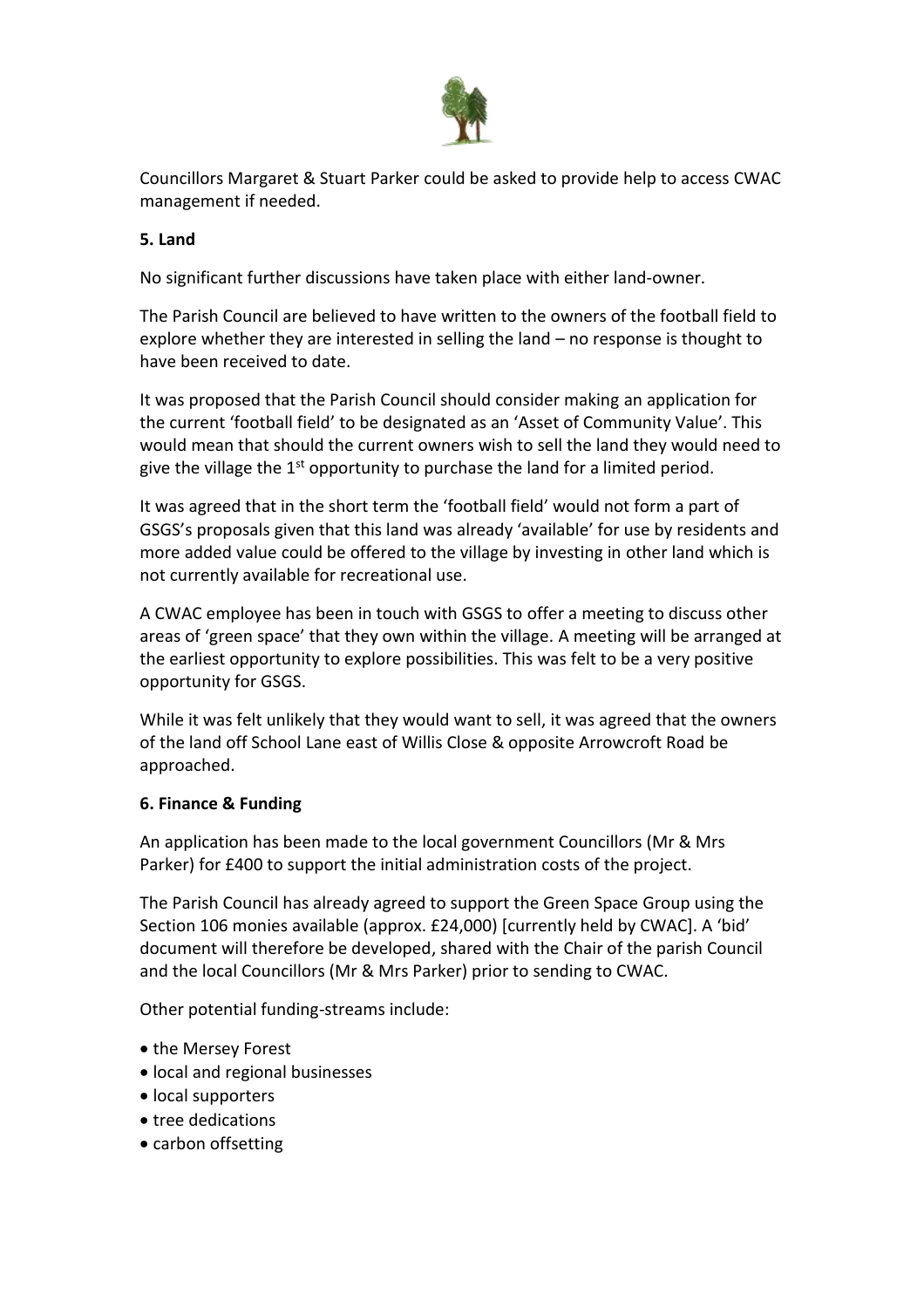Councillors Margaret & Stuart Parker could be asked to provide help to access CWAC management if needed.

**5. Land**

No significant further discussions have taken place with either land-owner.

The Parish Council are believed to have written to the owners of the football field to explore whether they are interested in selling the land – no response is thought to have been received to date.

It was proposed that the Parish Council should consider making an application for the current 'football field' to be designated as an 'Asset of Community Value'. This would mean that should the current owners wish to sell the land they would need to give the village the 1st opportunity to purchase the land for a limited period.

It was agreed that in the short term the 'football field' would not form a part of GSGS's proposals given that this land was already 'available' for use by residents and more added value could be offered to the village by investing in other land which is not currently available for recreational use.

A CWAC employee has been in touch with GSGS to offer a meeting to discuss other areas of 'green space' that they own within the village. A meeting will be arranged at the earliest opportunity to explore possibilities. This was felt to be a very positive opportunity for GSGS.

While it was felt unlikely that they would want to sell, it was agreed that the owners of the land off School Lane east of Willis Close & opposite Arrowcroft Road be approached.

**6. Finance & Funding**

An application has been made to the local government Councillors (Mr & Mrs Parker) for £400 to support the initial administration costs of the project.

The Parish Council has already agreed to support the Green Space Group using the Section 106 monies available (approx. £24,000) [currently held by CWAC]. A 'bid' document will therefore be developed, shared with the Chair of the parish Council and the local Councillors (Mr & Mrs Parker) prior to sending to CWAC.

Other potential funding-streams include:

- the Mersey Forest
- local and regional businesses
- local supporters
- tree dedications
- carbon offsetting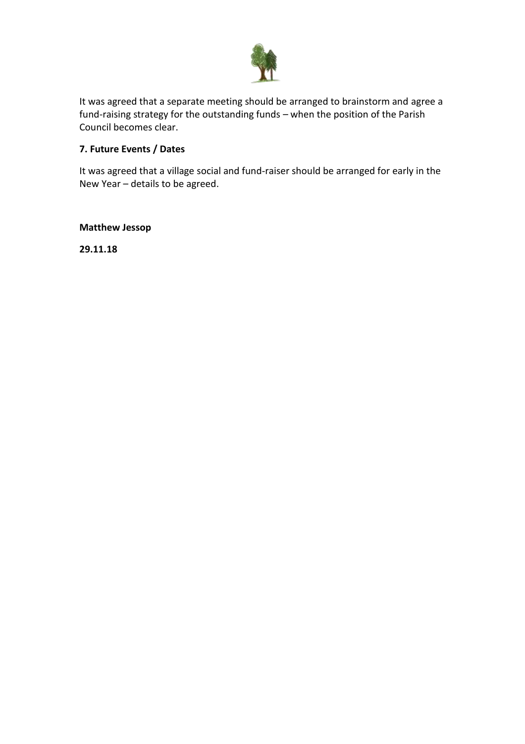It was agreed that a separate meeting should be arranged to brainstorm and agree a fund-raising strategy for the outstanding funds – when the position of the Parish Council becomes clear.

**7. Future Events / Dates**

It was agreed that a village social and fund-raiser should be arranged for early in the New Year – details to be agreed.

**Matthew Jessop**

**29.11.18**